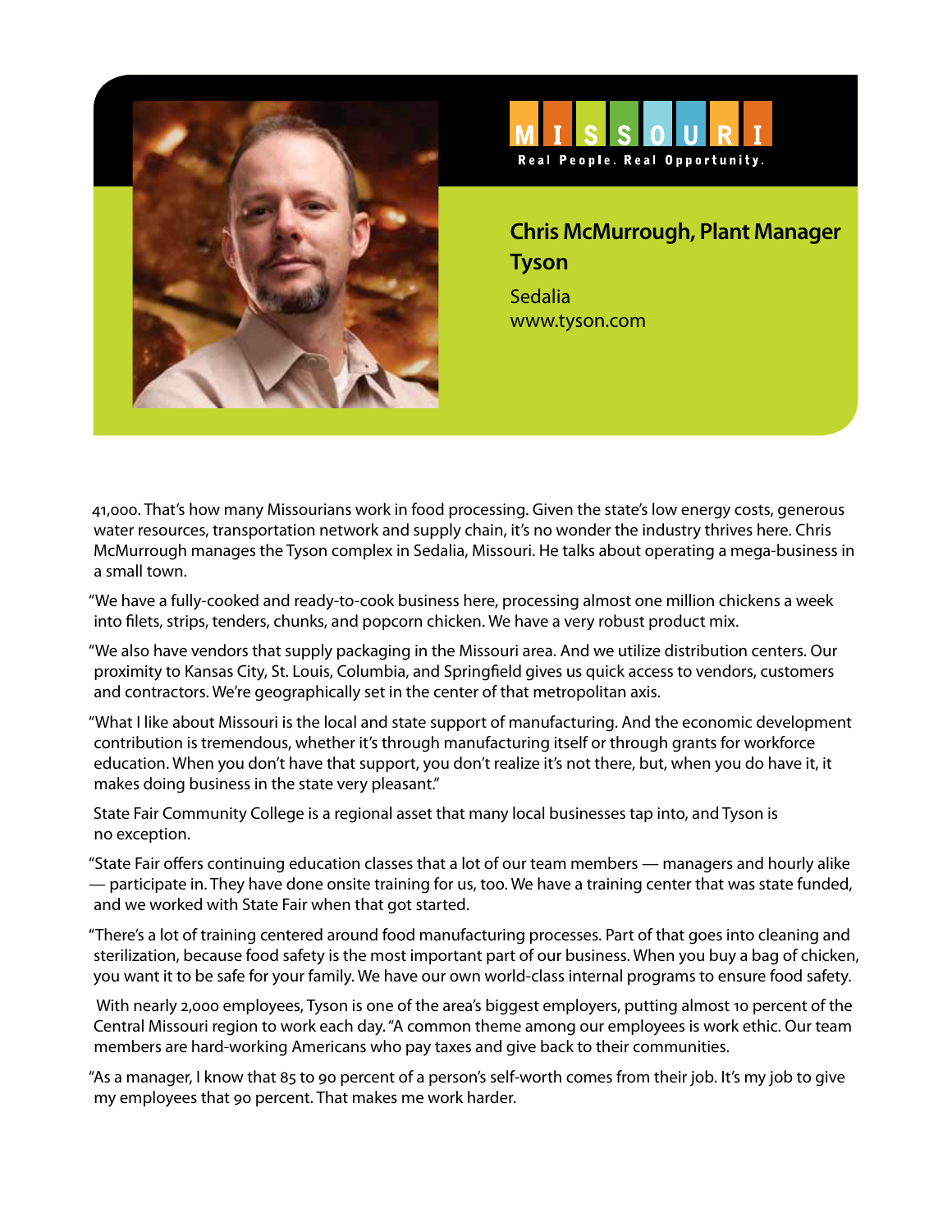MISSOURI

Real People. Real Opportunity.

## Chris McMurrough, Plant Manager
## Tyson

Sedalia
www.tyson.com

41,000. That's how many Missourians work in food processing. Given the state's low energy costs, generous water resources, transportation network and supply chain, it's no wonder the industry thrives here. Chris McMurrough manages the Tyson complex in Sedalia, Missouri. He talks about operating a mega-business in a small town.

"We have a fully-cooked and ready-to-cook business here, processing almost one million chickens a week into filets, strips, tenders, chunks, and popcorn chicken. We have a very robust product mix.

"We also have vendors that supply packaging in the Missouri area. And we utilize distribution centers. Our proximity to Kansas City, St. Louis, Columbia, and Springfield gives us quick access to vendors, customers and contractors. We're geographically set in the center of that metropolitan axis.

"What I like about Missouri is the local and state support of manufacturing. And the economic development contribution is tremendous, whether it's through manufacturing itself or through grants for workforce education. When you don't have that support, you don't realize it's not there, but, when you do have it, it makes doing business in the state very pleasant."

State Fair Community College is a regional asset that many local businesses tap into, and Tyson is no exception.

"State Fair offers continuing education classes that a lot of our team members — managers and hourly alike — participate in. They have done onsite training for us, too. We have a training center that was state funded, and we worked with State Fair when that got started.

"There's a lot of training centered around food manufacturing processes. Part of that goes into cleaning and sterilization, because food safety is the most important part of our business. When you buy a bag of chicken, you want it to be safe for your family. We have our own world-class internal programs to ensure food safety.

With nearly 2,000 employees, Tyson is one of the area's biggest employers, putting almost 10 percent of the Central Missouri region to work each day. "A common theme among our employees is work ethic. Our team members are hard-working Americans who pay taxes and give back to their communities.

"As a manager, I know that 85 to 90 percent of a person's self-worth comes from their job. It's my job to give my employees that 90 percent. That makes me work harder.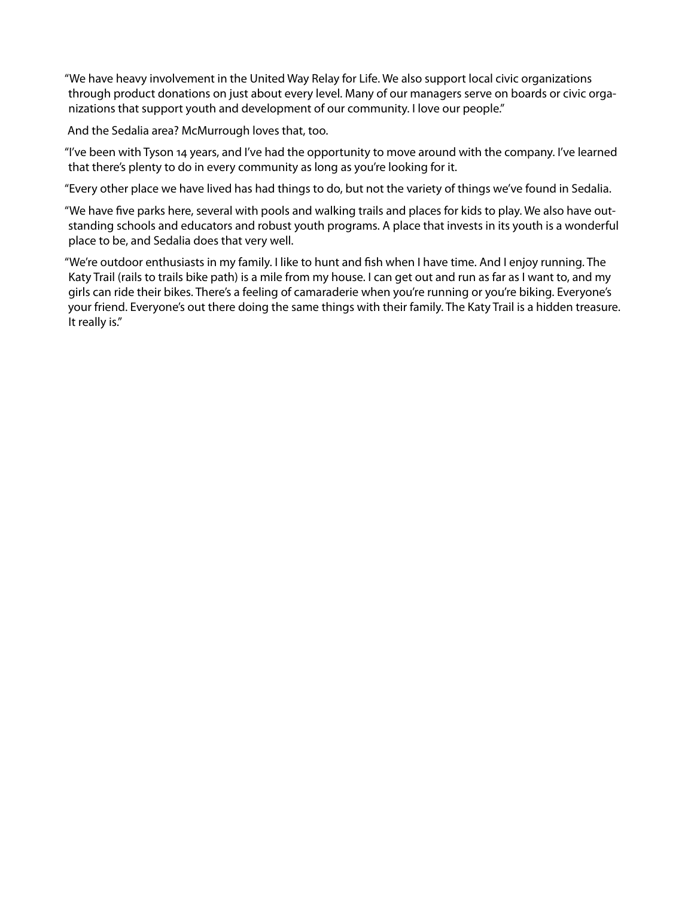"We have heavy involvement in the United Way Relay for Life. We also support local civic organizations through product donations on just about every level. Many of our managers serve on boards or civic organizations that support youth and development of our community. I love our people."

And the Sedalia area? McMurrough loves that, too.

"I've been with Tyson 14 years, and I've had the opportunity to move around with the company. I've learned that there's plenty to do in every community as long as you're looking for it.

"Every other place we have lived has had things to do, but not the variety of things we've found in Sedalia.

"We have five parks here, several with pools and walking trails and places for kids to play. We also have outstanding schools and educators and robust youth programs. A place that invests in its youth is a wonderful place to be, and Sedalia does that very well.

"We're outdoor enthusiasts in my family. I like to hunt and fish when I have time. And I enjoy running. The Katy Trail (rails to trails bike path) is a mile from my house. I can get out and run as far as I want to, and my girls can ride their bikes. There's a feeling of camaraderie when you're running or you're biking. Everyone's your friend. Everyone's out there doing the same things with their family. The Katy Trail is a hidden treasure. It really is."